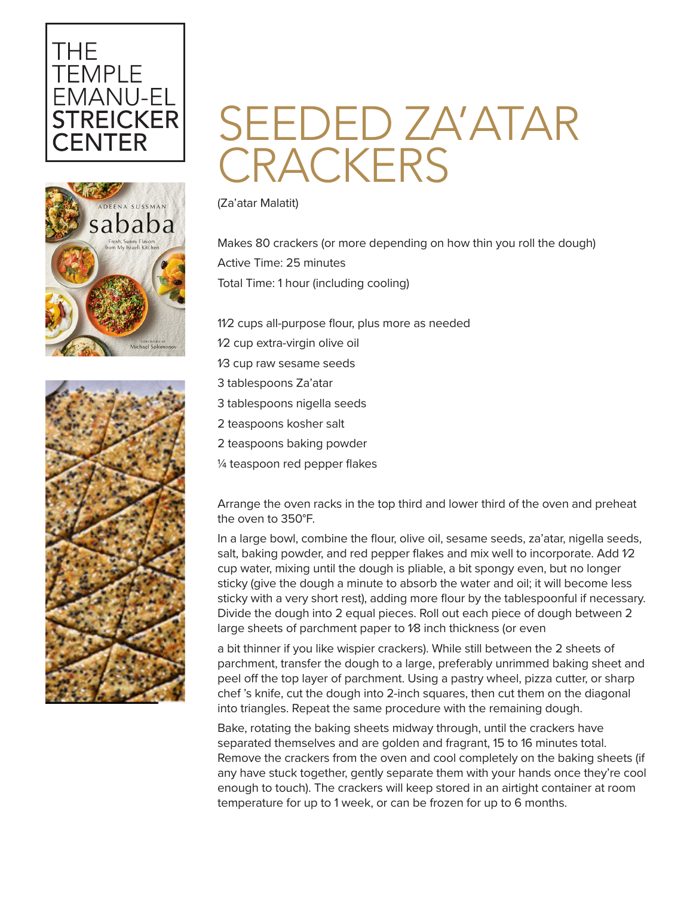THE TEMPLE EMANU-EL **STREICKER CENTER**

# SEEDED ZA'ATAR CRACKERS

(Za'atar Malatit)

Makes 80 crackers (or more depending on how thin you roll the dough)

Active Time: 25 minutes

Total Time: 1 hour (including cooling)

- 1½ cups all-purpose flour, plus more as needed
- ½ cup extra-virgin olive oil
- ⅓ cup raw sesame seeds
- 3 tablespoons Za'atar
- 3 tablespoons nigella seeds
- 2 teaspoons kosher salt
- 2 teaspoons baking powder
- ¼ teaspoon red pepper flakes

Arrange the oven racks in the top third and lower third of the oven and preheat the oven to 350°F.

In a large bowl, combine the flour, olive oil, sesame seeds, za'atar, nigella seeds, salt, baking powder, and red pepper flakes and mix well to incorporate. Add ½ cup water, mixing until the dough is pliable, a bit spongy even, but no longer sticky (give the dough a minute to absorb the water and oil; it will become less sticky with a very short rest), adding more flour by the tablespoonful if necessary. Divide the dough into 2 equal pieces. Roll out each piece of dough between 2 large sheets of parchment paper to ⅛ inch thickness (or even a bit thinner if you like wispier crackers). While still between the 2 sheets of parchment, transfer the dough to a large, preferably unrimmed baking sheet and peel off the top layer of parchment. Using a pastry wheel, pizza cutter, or sharp chef 's knife, cut the dough into 2-inch squares, then cut them on the diagonal into triangles. Repeat the same procedure with the remaining dough.

Bake, rotating the baking sheets midway through, until the crackers have separated themselves and are golden and fragrant, 15 to 16 minutes total. Remove the crackers from the oven and cool completely on the baking sheets (if any have stuck together, gently separate them with your hands once they're cool enough to touch). The crackers will keep stored in an airtight container at room temperature for up to 1 week, or can be frozen for up to 6 months.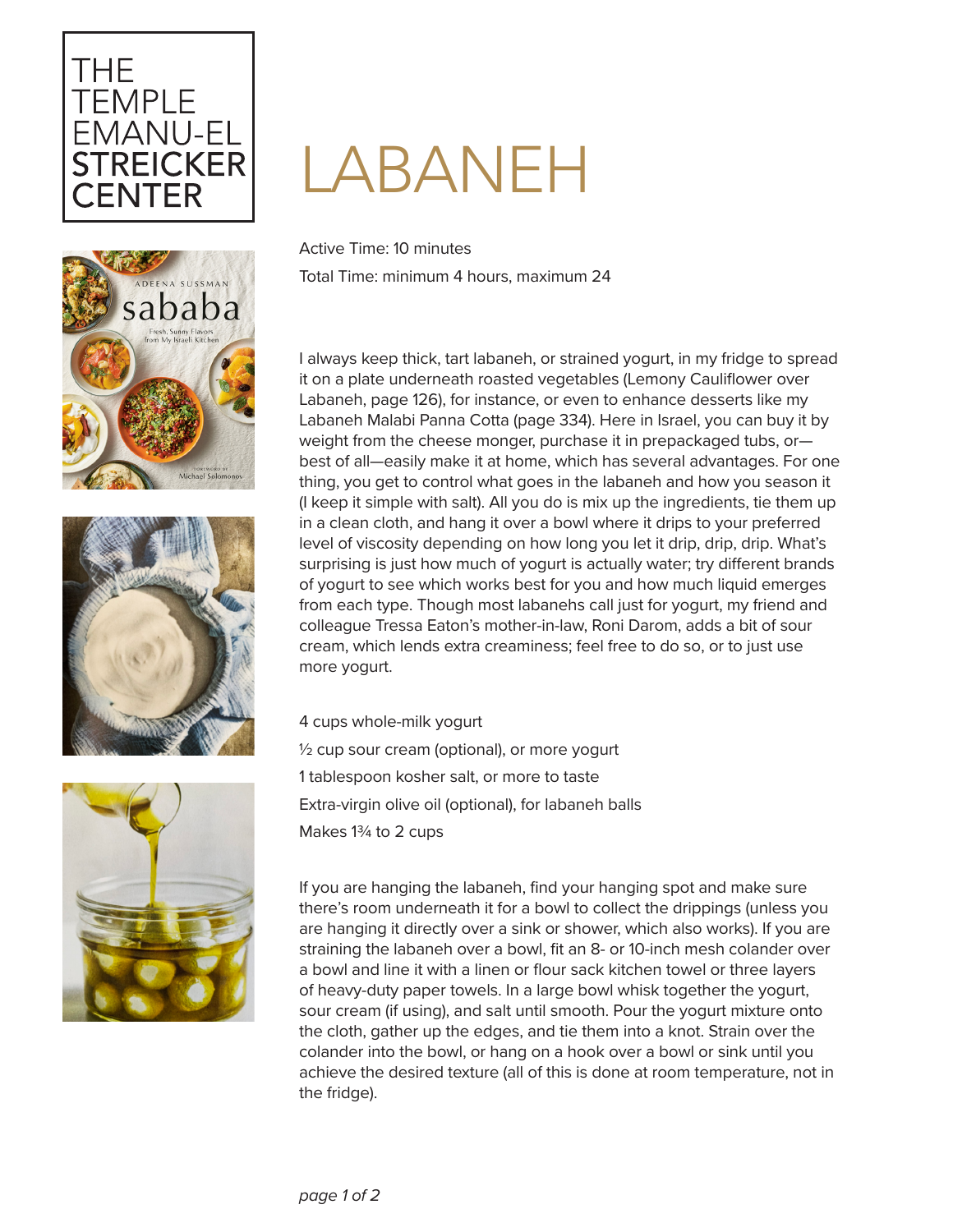THE TEMPLE EMANU-EL STREICKER CENTER

# LABANEH

Active Time: 10 minutes

Total Time: minimum 4 hours, maximum 24

I always keep thick, tart labaneh, or strained yogurt, in my fridge to spread it on a plate underneath roasted vegetables (Lemony Cauliflower over Labaneh, page 126), for instance, or even to enhance desserts like my Labaneh Malabi Panna Cotta (page 334). Here in Israel, you can buy it by weight from the cheese monger, purchase it in prepackaged tubs, or—best of all—easily make it at home, which has several advantages. For one thing, you get to control what goes in the labaneh and how you season it (I keep it simple with salt). All you do is mix up the ingredients, tie them up in a clean cloth, and hang it over a bowl where it drips to your preferred level of viscosity depending on how long you let it drip, drip, drip. What's surprising is just how much of yogurt is actually water; try different brands of yogurt to see which works best for you and how much liquid emerges from each type. Though most labanehs call just for yogurt, my friend and colleague Tressa Eaton's mother-in-law, Roni Darom, adds a bit of sour cream, which lends extra creaminess; feel free to do so, or to just use more yogurt.

4 cups whole-milk yogurt

½ cup sour cream (optional), or more yogurt

1 tablespoon kosher salt, or more to taste

Extra-virgin olive oil (optional), for labaneh balls

Makes 1¾ to 2 cups

If you are hanging the labaneh, find your hanging spot and make sure there's room underneath it for a bowl to collect the drippings (unless you are hanging it directly over a sink or shower, which also works). If you are straining the labaneh over a bowl, fit an 8- or 10-inch mesh colander over a bowl and line it with a linen or flour sack kitchen towel or three layers of heavy-duty paper towels. In a large bowl whisk together the yogurt, sour cream (if using), and salt until smooth. Pour the yogurt mixture onto the cloth, gather up the edges, and tie them into a knot. Strain over the colander into the bowl, or hang on a hook over a bowl or sink until you achieve the desired texture (all of this is done at room temperature, not in the fridge).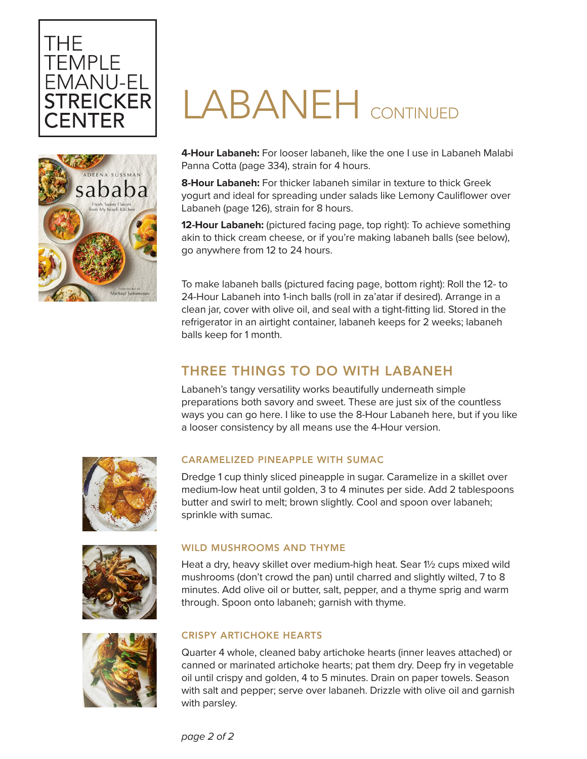THE TEMPLE EMANU-EL STREICKER CENTER

# LABANEH CONTINUED

**4-Hour Labaneh:** For looser labaneh, like the one I use in Labaneh Malabi Panna Cotta (page 334), strain for 4 hours.

**8-Hour Labaneh:** For thicker labaneh similar in texture to thick Greek yogurt and ideal for spreading under salads like Lemony Cauliflower over Labaneh (page 126), strain for 8 hours.

**12-Hour Labaneh:** (pictured facing page, top right): To achieve something akin to thick cream cheese, or if you're making labaneh balls (see below), go anywhere from 12 to 24 hours.

To make labaneh balls (pictured facing page, bottom right): Roll the 12- to 24-Hour Labaneh into 1-inch balls (roll in za'atar if desired). Arrange in a clean jar, cover with olive oil, and seal with a tight-fitting lid. Stored in the refrigerator in an airtight container, labaneh keeps for 2 weeks; labaneh balls keep for 1 month.

## THREE THINGS TO DO WITH LABANEH

Labaneh's tangy versatility works beautifully underneath simple preparations both savory and sweet. These are just six of the countless ways you can go here. I like to use the 8-Hour Labaneh here, but if you like a looser consistency by all means use the 4-Hour version.

### CARAMELIZED PINEAPPLE WITH SUMAC

Dredge 1 cup thinly sliced pineapple in sugar. Caramelize in a skillet over medium-low heat until golden, 3 to 4 minutes per side. Add 2 tablespoons butter and swirl to melt; brown slightly. Cool and spoon over labaneh; sprinkle with sumac.

### WILD MUSHROOMS AND THYME

Heat a dry, heavy skillet over medium-high heat. Sear 1½ cups mixed wild mushrooms (don't crowd the pan) until charred and slightly wilted, 7 to 8 minutes. Add olive oil or butter, salt, pepper, and a thyme sprig and warm through. Spoon onto labaneh; garnish with thyme.

### CRISPY ARTICHOKE HEARTS

Quarter 4 whole, cleaned baby artichoke hearts (inner leaves attached) or canned or marinated artichoke hearts; pat them dry. Deep fry in vegetable oil until crispy and golden, 4 to 5 minutes. Drain on paper towels. Season with salt and pepper; serve over labaneh. Drizzle with olive oil and garnish with parsley.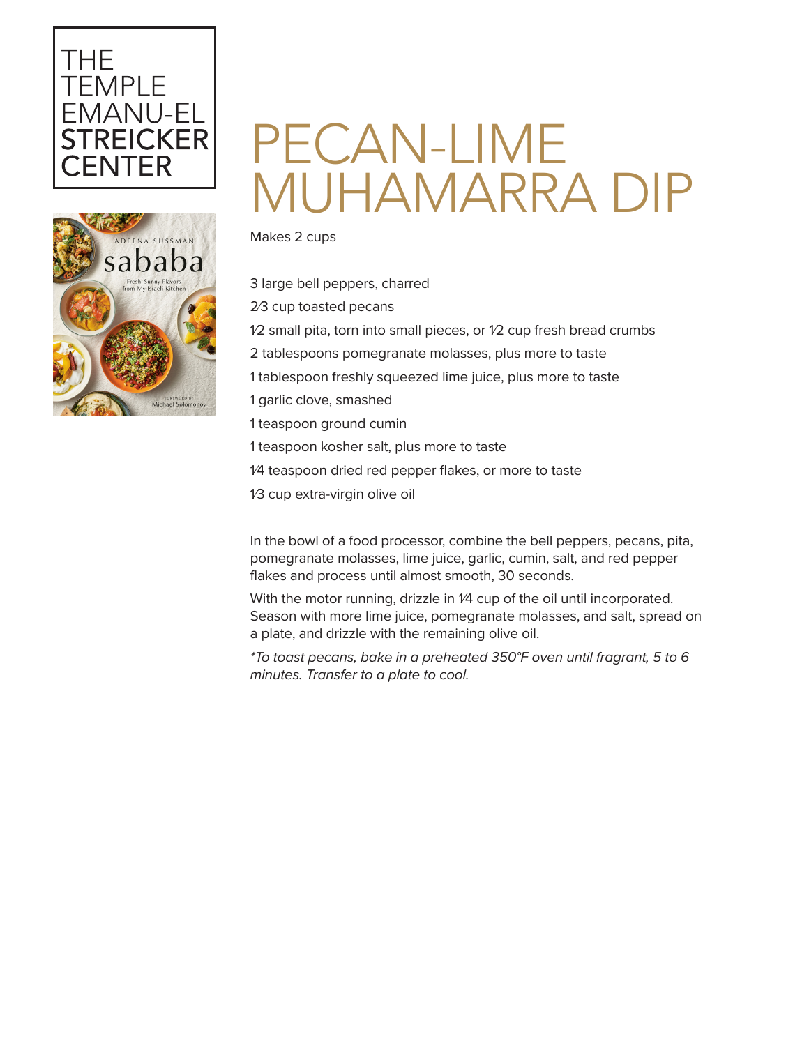THE TEMPLE EMANU-EL STREICKER CENTER

# PECAN-LIME MUHAMARRA DIP

Makes 2 cups

3 large bell peppers, charred

2⁄3 cup toasted pecans

1⁄2 small pita, torn into small pieces, or 1⁄2 cup fresh bread crumbs

2 tablespoons pomegranate molasses, plus more to taste

1 tablespoon freshly squeezed lime juice, plus more to taste

1 garlic clove, smashed

1 teaspoon ground cumin

1 teaspoon kosher salt, plus more to taste

1⁄4 teaspoon dried red pepper flakes, or more to taste

1⁄3 cup extra-virgin olive oil

In the bowl of a food processor, combine the bell peppers, pecans, pita, pomegranate molasses, lime juice, garlic, cumin, salt, and red pepper flakes and process until almost smooth, 30 seconds.

With the motor running, drizzle in 1⁄4 cup of the oil until incorporated. Season with more lime juice, pomegranate molasses, and salt, spread on a plate, and drizzle with the remaining olive oil.

*\*To toast pecans, bake in a preheated 350°F oven until fragrant, 5 to 6 minutes. Transfer to a plate to cool.*